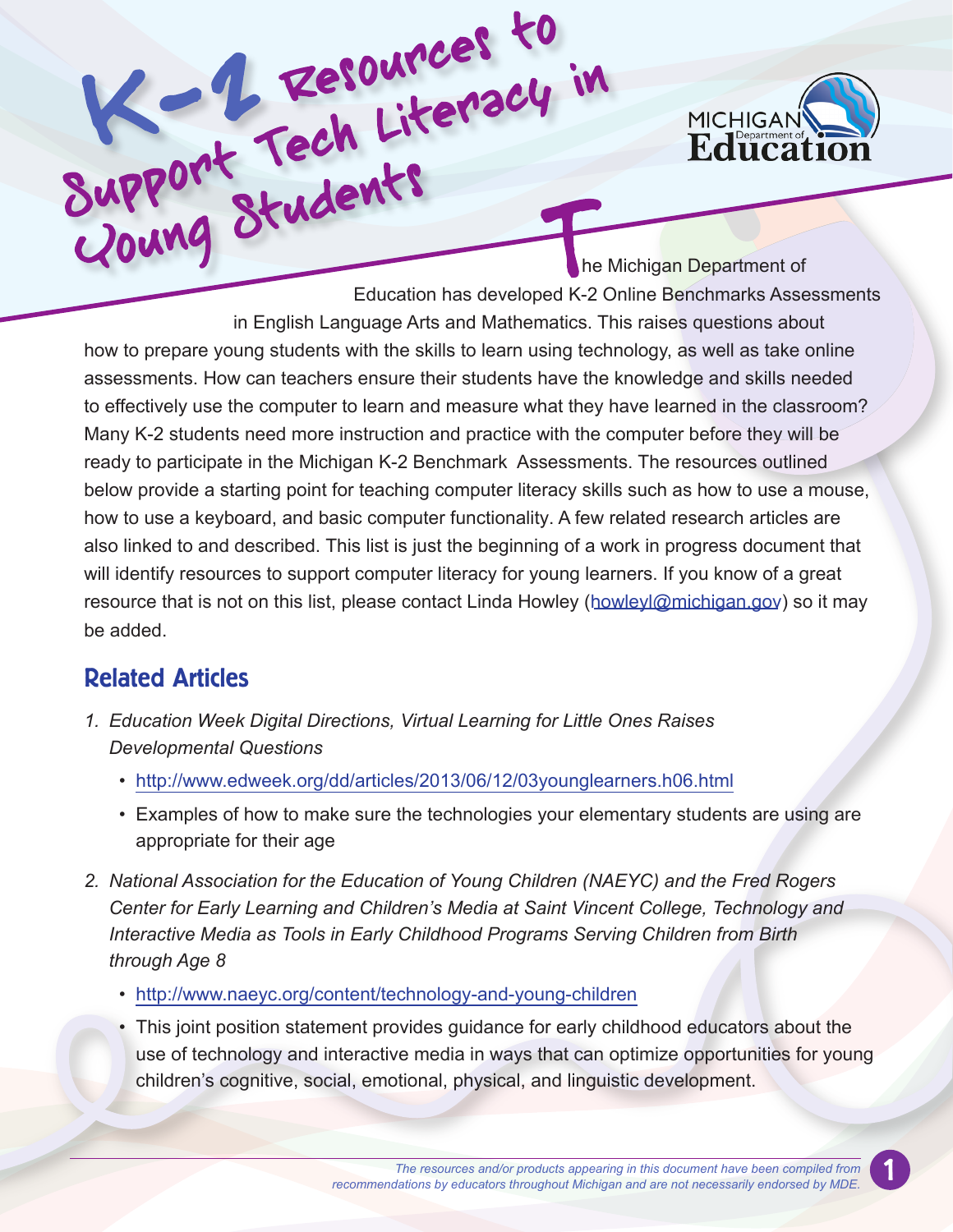# K-2 Resources to Support Tech Literacy in Young Students

The Michigan Department of Education has developed K-2 Online Benchmarks Assessments in English Language Arts and Mathematics. This raises questions about how to prepare young students with the skills to learn using technology, as well as take online assessments. How can teachers ensure their students have the knowledge and skills needed to effectively use the computer to learn and measure what they have learned in the classroom? Many K-2 students need more instruction and practice with the computer before they will be ready to participate in the Michigan K-2 Benchmark Assessments. The resources outlined below provide a starting point for teaching computer literacy skills such as how to use a mouse, how to use a keyboard, and basic computer functionality. A few related research articles are also linked to and described. This list is just the beginning of a work in progress document that will identify resources to support computer literacy for young learners. If you know of a great resource that is not on this list, please contact Linda Howley (howleyl@michigan.gov) so it may be added.

## Related Articles

1. *Education Week Digital Directions, Virtual Learning for Little Ones Raises Developmental Questions*
   - http://www.edweek.org/dd/articles/2013/06/12/03younglearners.h06.html
   - Examples of how to make sure the technologies your elementary students are using are appropriate for their age
2. *National Association for the Education of Young Children (NAEYC) and the Fred Rogers Center for Early Learning and Children's Media at Saint Vincent College, Technology and Interactive Media as Tools in Early Childhood Programs Serving Children from Birth through Age 8*
   - http://www.naeyc.org/content/technology-and-young-children
   - This joint position statement provides guidance for early childhood educators about the use of technology and interactive media in ways that can optimize opportunities for young children's cognitive, social, emotional, physical, and linguistic development.

*The resources and/or products appearing in this document have been compiled from recommendations by educators throughout Michigan and are not necessarily endorsed by MDE.*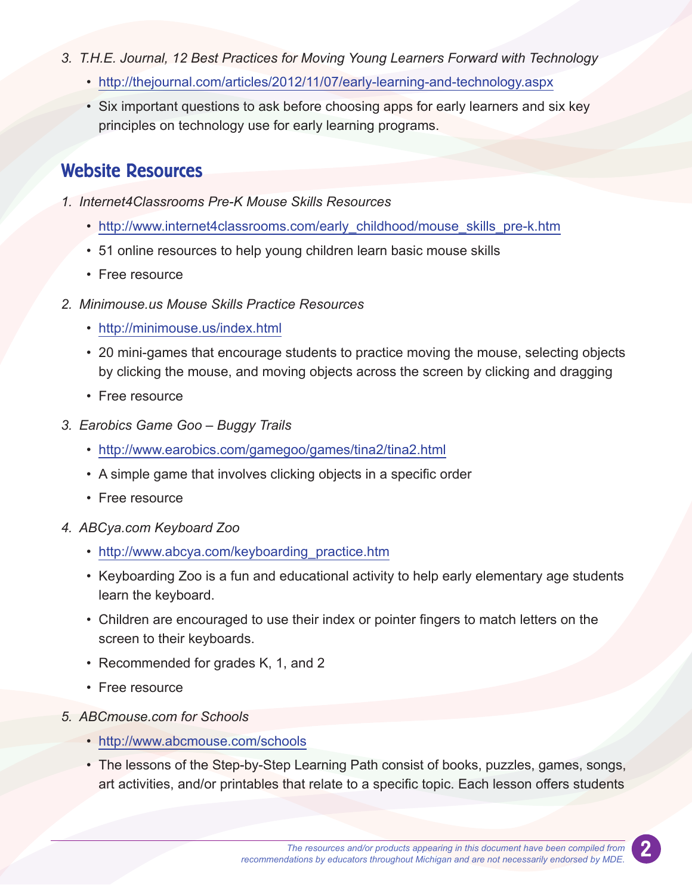3. *T.H.E. Journal, 12 Best Practices for Moving Young Learners Forward with Technology*
   - http://thejournal.com/articles/2012/11/07/early-learning-and-technology.aspx
   - Six important questions to ask before choosing apps for early learners and six key principles on technology use for early learning programs.

## Website Resources

1. *Internet4Classrooms Pre-K Mouse Skills Resources*
   - http://www.internet4classrooms.com/early_childhood/mouse_skills_pre-k.htm
   - 51 online resources to help young children learn basic mouse skills
   - Free resource
2. *Minimouse.us Mouse Skills Practice Resources*
   - http://minimouse.us/index.html
   - 20 mini-games that encourage students to practice moving the mouse, selecting objects by clicking the mouse, and moving objects across the screen by clicking and dragging
   - Free resource
3. *Earobics Game Goo – Buggy Trails*
   - http://www.earobics.com/gamegoo/games/tina2/tina2.html
   - A simple game that involves clicking objects in a specific order
   - Free resource
4. *ABCya.com Keyboard Zoo*
   - http://www.abcya.com/keyboarding_practice.htm
   - Keyboarding Zoo is a fun and educational activity to help early elementary age students learn the keyboard.
   - Children are encouraged to use their index or pointer fingers to match letters on the screen to their keyboards.
   - Recommended for grades K, 1, and 2
   - Free resource
5. *ABCmouse.com for Schools*
   - http://www.abcmouse.com/schools
   - The lessons of the Step-by-Step Learning Path consist of books, puzzles, games, songs, art activities, and/or printables that relate to a specific topic. Each lesson offers students

*The resources and/or products appearing in this document have been compiled from recommendations by educators throughout Michigan and are not necessarily endorsed by MDE.*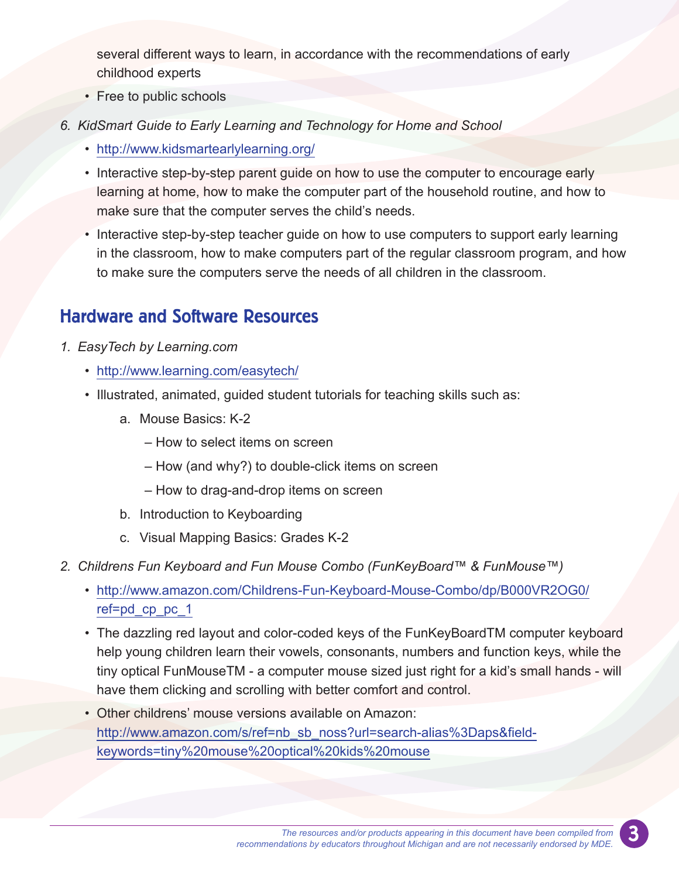several different ways to learn, in accordance with the recommendations of early childhood experts

- Free to public schools

6. *KidSmart Guide to Early Learning and Technology for Home and School*
   - http://www.kidsmartearlylearning.org/
   - Interactive step-by-step parent guide on how to use the computer to encourage early learning at home, how to make the computer part of the household routine, and how to make sure that the computer serves the child's needs.
   - Interactive step-by-step teacher guide on how to use computers to support early learning in the classroom, how to make computers part of the regular classroom program, and how to make sure the computers serve the needs of all children in the classroom.

## Hardware and Software Resources

1. *EasyTech by Learning.com*
   - http://www.learning.com/easytech/
   - Illustrated, animated, guided student tutorials for teaching skills such as:
     a. Mouse Basics: K-2
        – How to select items on screen
        – How (and why?) to double-click items on screen
        – How to drag-and-drop items on screen
     b. Introduction to Keyboarding
     c. Visual Mapping Basics: Grades K-2
2. *Childrens Fun Keyboard and Fun Mouse Combo (FunKeyBoard™ & FunMouse™)*
   - http://www.amazon.com/Childrens-Fun-Keyboard-Mouse-Combo/dp/B000VR2OG0/ref=pd_cp_pc_1
   - The dazzling red layout and color-coded keys of the FunKeyBoardTM computer keyboard help young children learn their vowels, consonants, numbers and function keys, while the tiny optical FunMouseTM - a computer mouse sized just right for a kid's small hands - will have them clicking and scrolling with better comfort and control.
   - Other childrens' mouse versions available on Amazon: http://www.amazon.com/s/ref=nb_sb_noss?url=search-alias%3Daps&field-keywords=tiny%20mouse%20optical%20kids%20mouse

*The resources and/or products appearing in this document have been compiled from recommendations by educators throughout Michigan and are not necessarily endorsed by MDE.*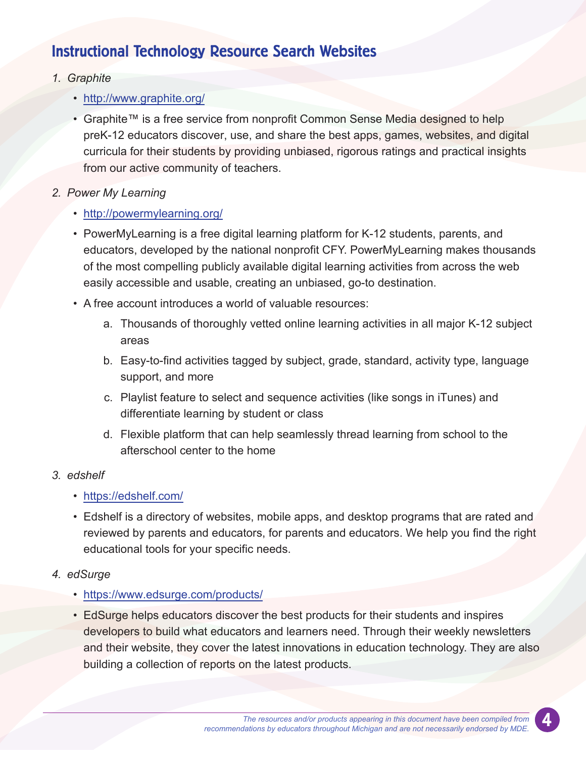## Instructional Technology Resource Search Websites

1. *Graphite*
    - http://www.graphite.org/
    - Graphite™ is a free service from nonprofit Common Sense Media designed to help preK-12 educators discover, use, and share the best apps, games, websites, and digital curricula for their students by providing unbiased, rigorous ratings and practical insights from our active community of teachers.
2. *Power My Learning*
    - http://powermylearning.org/
    - PowerMyLearning is a free digital learning platform for K-12 students, parents, and educators, developed by the national nonprofit CFY. PowerMyLearning makes thousands of the most compelling publicly available digital learning activities from across the web easily accessible and usable, creating an unbiased, go-to destination.
    - A free account introduces a world of valuable resources:
        a. Thousands of thoroughly vetted online learning activities in all major K-12 subject areas
        b. Easy-to-find activities tagged by subject, grade, standard, activity type, language support, and more
        c. Playlist feature to select and sequence activities (like songs in iTunes) and differentiate learning by student or class
        d. Flexible platform that can help seamlessly thread learning from school to the afterschool center to the home
3. *edshelf*
    - https://edshelf.com/
    - Edshelf is a directory of websites, mobile apps, and desktop programs that are rated and reviewed by parents and educators, for parents and educators. We help you find the right educational tools for your specific needs.
4. *edSurge*
    - https://www.edsurge.com/products/
    - EdSurge helps educators discover the best products for their students and inspires developers to build what educators and learners need. Through their weekly newsletters and their website, they cover the latest innovations in education technology. They are also building a collection of reports on the latest products.

*The resources and/or products appearing in this document have been compiled from recommendations by educators throughout Michigan and are not necessarily endorsed by MDE.*